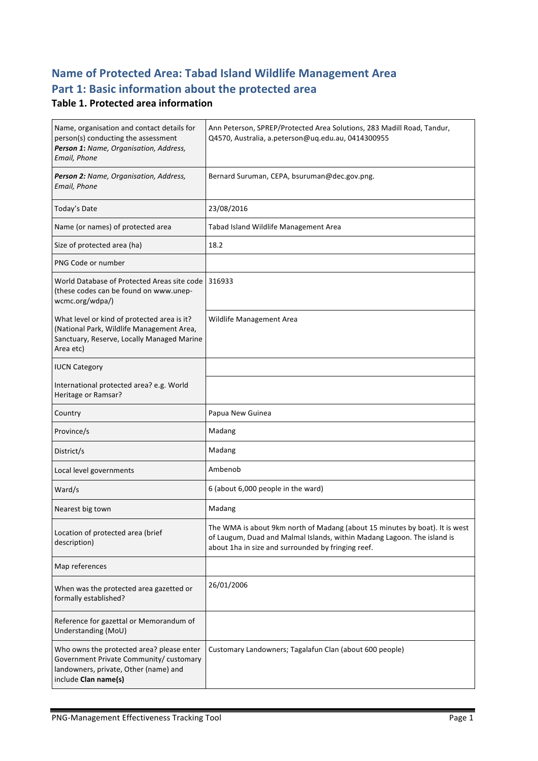# Name of Protected Area: Tabad Island Wildlife Management Area

# Part 1: Basic information about the protected area

### Table 1. Protected area information

| | |
|---|---|
| Name, organisation and contact details for person(s) conducting the assessment ***Person 1**: Name, Organisation, Address, Email, Phone* | Ann Peterson, SPREP/Protected Area Solutions, 283 Madill Road, Tandur, Q4570, Australia, a.peterson@uq.edu.au, 0414300955 |
| ***Person 2:** Name, Organisation, Address, Email, Phone* | Bernard Suruman, CEPA, bsuruman@dec.gov.png. |
| Today's Date | 23/08/2016 |
| Name (or names) of protected area | Tabad Island Wildlife Management Area |
| Size of protected area (ha) | 18.2 |
| PNG Code or number | |
| World Database of Protected Areas site code (these codes can be found on www.unep-wcmc.org/wdpa/) | 316933 |
| What level or kind of protected area is it? (National Park, Wildlife Management Area, Sanctuary, Reserve, Locally Managed Marine Area etc) | Wildlife Management Area |
| IUCN Category | |
| International protected area? e.g. World Heritage or Ramsar? | |
| Country | Papua New Guinea |
| Province/s | Madang |
| District/s | Madang |
| Local level governments | Ambenob |
| Ward/s | 6 (about 6,000 people in the ward) |
| Nearest big town | Madang |
| Location of protected area (brief description) | The WMA is about 9km north of Madang (about 15 minutes by boat). It is west of Laugum, Duad and Malmal Islands, within Madang Lagoon. The island is about 1ha in size and surrounded by fringing reef. |
| Map references | |
| When was the protected area gazetted or formally established? | 26/01/2006 |
| Reference for gazettal or Memorandum of Understanding (MoU) | |
| Who owns the protected area? please enter Government Private Community/ customary landowners, private, Other (name) and include **Clan name(s)** | Customary Landowners; Tagalafun Clan (about 600 people) |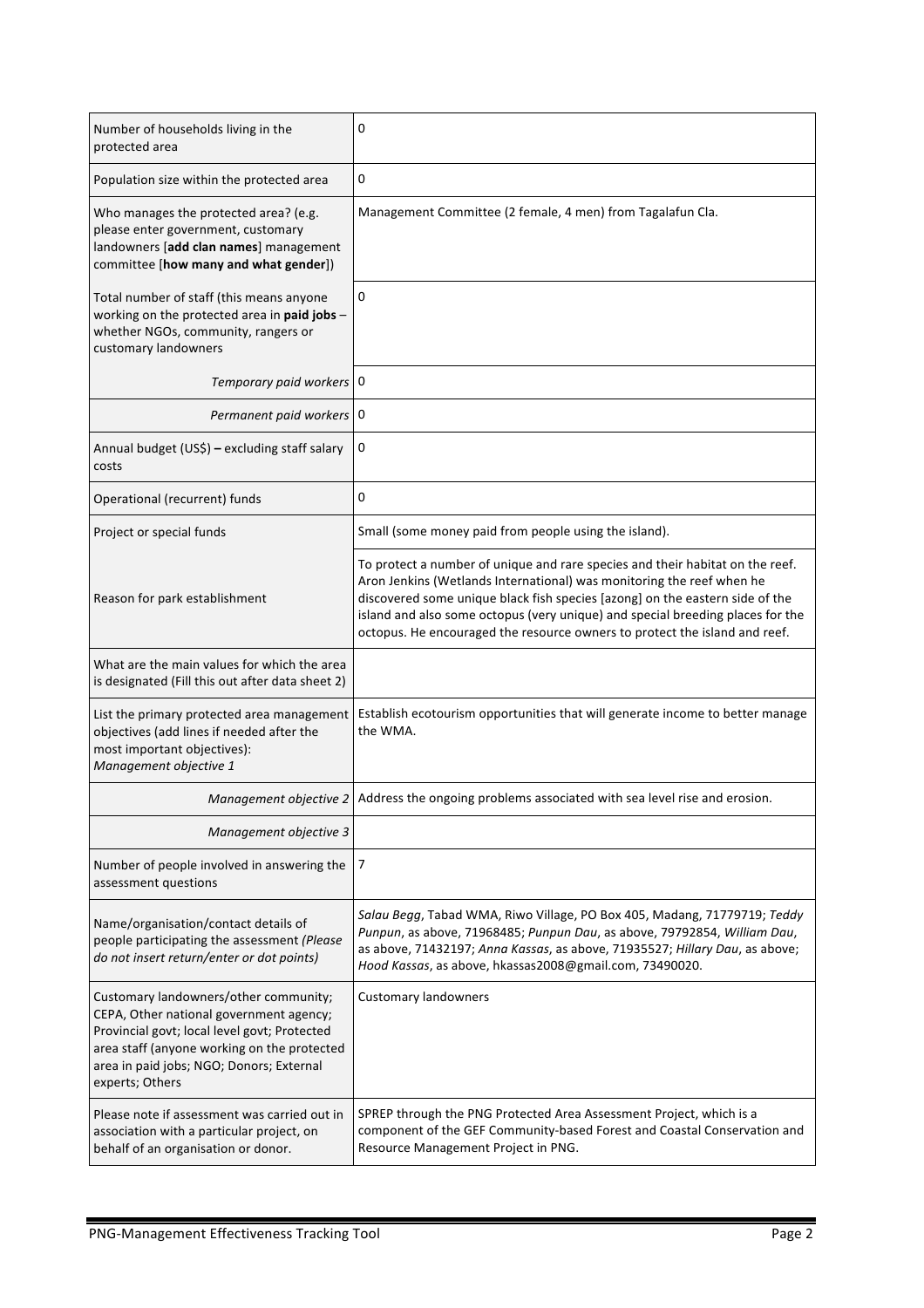| | |
|---|---|
| Number of households living in the protected area | 0 |
| Population size within the protected area | 0 |
| Who manages the protected area? (e.g. please enter government, customary landowners [**add clan names**] management committee [**how many and what gender**]) | Management Committee (2 female, 4 men) from Tagalafun Cla. |
| Total number of staff (this means anyone working on the protected area in **paid jobs** – whether NGOs, community, rangers or customary landowners | 0 |
| *Temporary paid workers* | 0 |
| *Permanent paid workers* | 0 |
| Annual budget (US$) **–** excluding staff salary costs | 0 |
| Operational (recurrent) funds | 0 |
| Project or special funds | Small (some money paid from people using the island). |
| Reason for park establishment | To protect a number of unique and rare species and their habitat on the reef. Aron Jenkins (Wetlands International) was monitoring the reef when he discovered some unique black fish species [azong] on the eastern side of the island and also some octopus (very unique) and special breeding places for the octopus. He encouraged the resource owners to protect the island and reef. |
| What are the main values for which the area is designated (Fill this out after data sheet 2) | |
| List the primary protected area management objectives (add lines if needed after the most important objectives): *Management objective 1* | Establish ecotourism opportunities that will generate income to better manage the WMA. |
| *Management objective 2* | Address the ongoing problems associated with sea level rise and erosion. |
| *Management objective 3* | |
| Number of people involved in answering the assessment questions | 7 |
| Name/organisation/contact details of people participating the assessment *(Please do not insert return/enter or dot points)* | *Salau Begg*, Tabad WMA, Riwo Village, PO Box 405, Madang, 71779719; *Teddy Punpun*, as above, 71968485; *Punpun Dau*, as above, 79792854, *William Dau*, as above, 71432197; *Anna Kassas*, as above, 71935527; *Hillary Dau*, as above; *Hood Kassas*, as above, hkassas2008@gmail.com, 73490020. |
| Customary landowners/other community; CEPA, Other national government agency; Provincial govt; local level govt; Protected area staff (anyone working on the protected area in paid jobs; NGO; Donors; External experts; Others | Customary landowners |
| Please note if assessment was carried out in association with a particular project, on behalf of an organisation or donor. | SPREP through the PNG Protected Area Assessment Project, which is a component of the GEF Community-based Forest and Coastal Conservation and Resource Management Project in PNG. |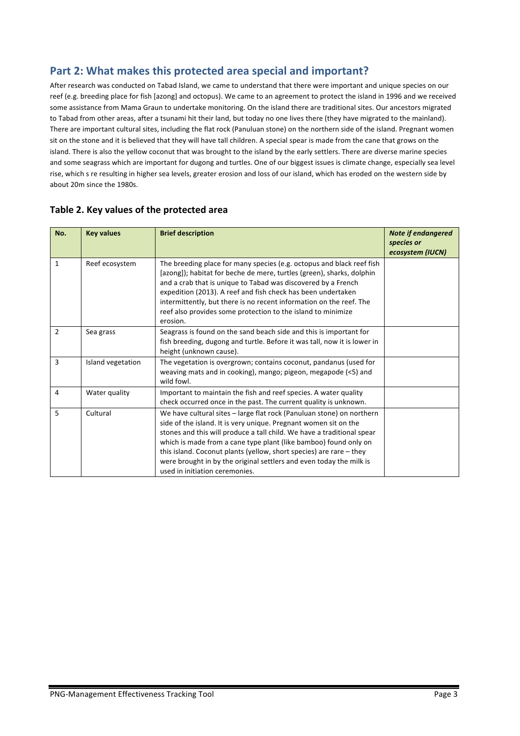## Part 2: What makes this protected area special and important?

After research was conducted on Tabad Island, we came to understand that there were important and unique species on our reef (e.g. breeding place for fish [azong] and octopus). We came to an agreement to protect the island in 1996 and we received some assistance from Mama Graun to undertake monitoring. On the island there are traditional sites. Our ancestors migrated to Tabad from other areas, after a tsunami hit their land, but today no one lives there (they have migrated to the mainland). There are important cultural sites, including the flat rock (Panuluan stone) on the northern side of the island. Pregnant women sit on the stone and it is believed that they will have tall children. A special spear is made from the cane that grows on the island. There is also the yellow coconut that was brought to the island by the early settlers. There are diverse marine species and some seagrass which are important for dugong and turtles. One of our biggest issues is climate change, especially sea level rise, which s re resulting in higher sea levels, greater erosion and loss of our island, which has eroded on the western side by about 20m since the 1980s.

### Table 2. Key values of the protected area

| No. | Key values | Brief description | *Note if endangered species or ecosystem (IUCN)* |
|---|---|---|---|
| 1 | Reef ecosystem | The breeding place for many species (e.g. octopus and black reef fish [azong]); habitat for beche de mere, turtles (green), sharks, dolphin and a crab that is unique to Tabad was discovered by a French expedition (2013). A reef and fish check has been undertaken intermittently, but there is no recent information on the reef. The reef also provides some protection to the island to minimize erosion. | |
| 2 | Sea grass | Seagrass is found on the sand beach side and this is important for fish breeding, dugong and turtle. Before it was tall, now it is lower in height (unknown cause). | |
| 3 | Island vegetation | The vegetation is overgrown; contains coconut, pandanus (used for weaving mats and in cooking), mango; pigeon, megapode (<5) and wild fowl. | |
| 4 | Water quality | Important to maintain the fish and reef species. A water quality check occurred once in the past. The current quality is unknown. | |
| 5 | Cultural | We have cultural sites – large flat rock (Panuluan stone) on northern side of the island. It is very unique. Pregnant women sit on the stones and this will produce a tall child. We have a traditional spear which is made from a cane type plant (like bamboo) found only on this island. Coconut plants (yellow, short species) are rare – they were brought in by the original settlers and even today the milk is used in initiation ceremonies. | |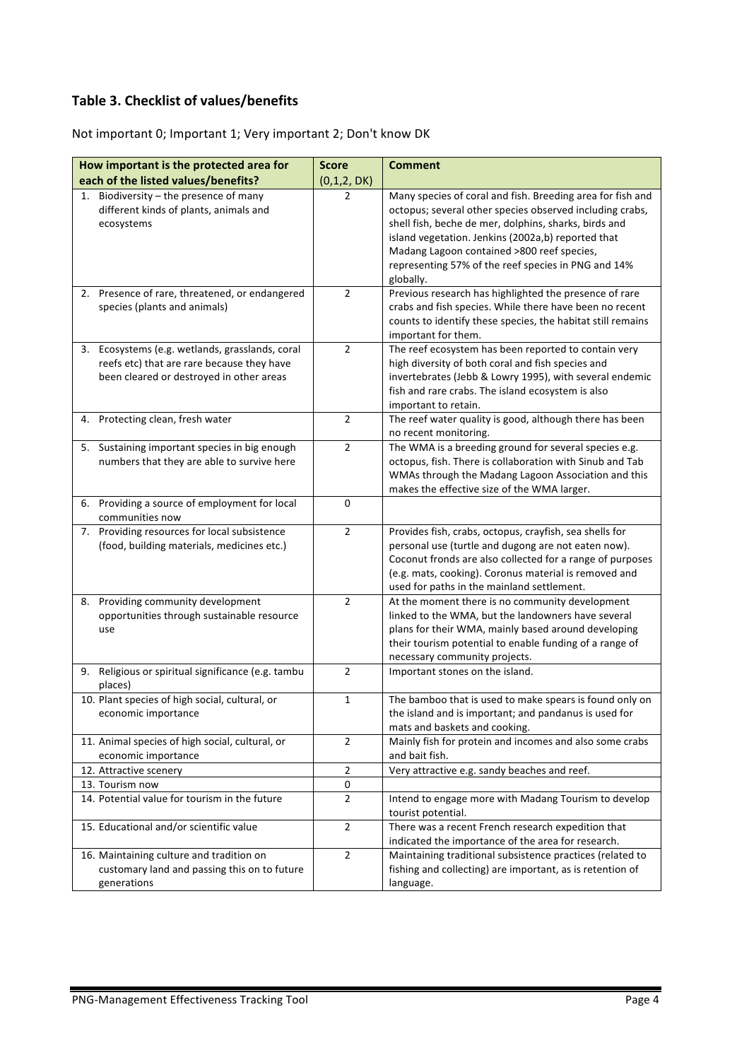## Table 3. Checklist of values/benefits

Not important 0; Important 1; Very important 2; Don't know DK

| How important is the protected area for each of the listed values/benefits? | Score (0,1,2, DK) | Comment |
|---|---|---|
| 1. Biodiversity – the presence of many different kinds of plants, animals and ecosystems | 2 | Many species of coral and fish. Breeding area for fish and octopus; several other species observed including crabs, shell fish, beche de mer, dolphins, sharks, birds and island vegetation. Jenkins (2002a,b) reported that Madang Lagoon contained >800 reef species, representing 57% of the reef species in PNG and 14% globally. |
| 2. Presence of rare, threatened, or endangered species (plants and animals) | 2 | Previous research has highlighted the presence of rare crabs and fish species. While there have been no recent counts to identify these species, the habitat still remains important for them. |
| 3. Ecosystems (e.g. wetlands, grasslands, coral reefs etc) that are rare because they have been cleared or destroyed in other areas | 2 | The reef ecosystem has been reported to contain very high diversity of both coral and fish species and invertebrates (Jebb & Lowry 1995), with several endemic fish and rare crabs. The island ecosystem is also important to retain. |
| 4. Protecting clean, fresh water | 2 | The reef water quality is good, although there has been no recent monitoring. |
| 5. Sustaining important species in big enough numbers that they are able to survive here | 2 | The WMA is a breeding ground for several species e.g. octopus, fish. There is collaboration with Sinub and Tab WMAs through the Madang Lagoon Association and this makes the effective size of the WMA larger. |
| 6. Providing a source of employment for local communities now | 0 | |
| 7. Providing resources for local subsistence (food, building materials, medicines etc.) | 2 | Provides fish, crabs, octopus, crayfish, sea shells for personal use (turtle and dugong are not eaten now). Coconut fronds are also collected for a range of purposes (e.g. mats, cooking). Coronus material is removed and used for paths in the mainland settlement. |
| 8. Providing community development opportunities through sustainable resource use | 2 | At the moment there is no community development linked to the WMA, but the landowners have several plans for their WMA, mainly based around developing their tourism potential to enable funding of a range of necessary community projects. |
| 9. Religious or spiritual significance (e.g. tambu places) | 2 | Important stones on the island. |
| 10. Plant species of high social, cultural, or economic importance | 1 | The bamboo that is used to make spears is found only on the island and is important; and pandanus is used for mats and baskets and cooking. |
| 11. Animal species of high social, cultural, or economic importance | 2 | Mainly fish for protein and incomes and also some crabs and bait fish. |
| 12. Attractive scenery | 2 | Very attractive e.g. sandy beaches and reef. |
| 13. Tourism now | 0 | |
| 14. Potential value for tourism in the future | 2 | Intend to engage more with Madang Tourism to develop tourist potential. |
| 15. Educational and/or scientific value | 2 | There was a recent French research expedition that indicated the importance of the area for research. |
| 16. Maintaining culture and tradition on customary land and passing this on to future generations | 2 | Maintaining traditional subsistence practices (related to fishing and collecting) are important, as is retention of language. |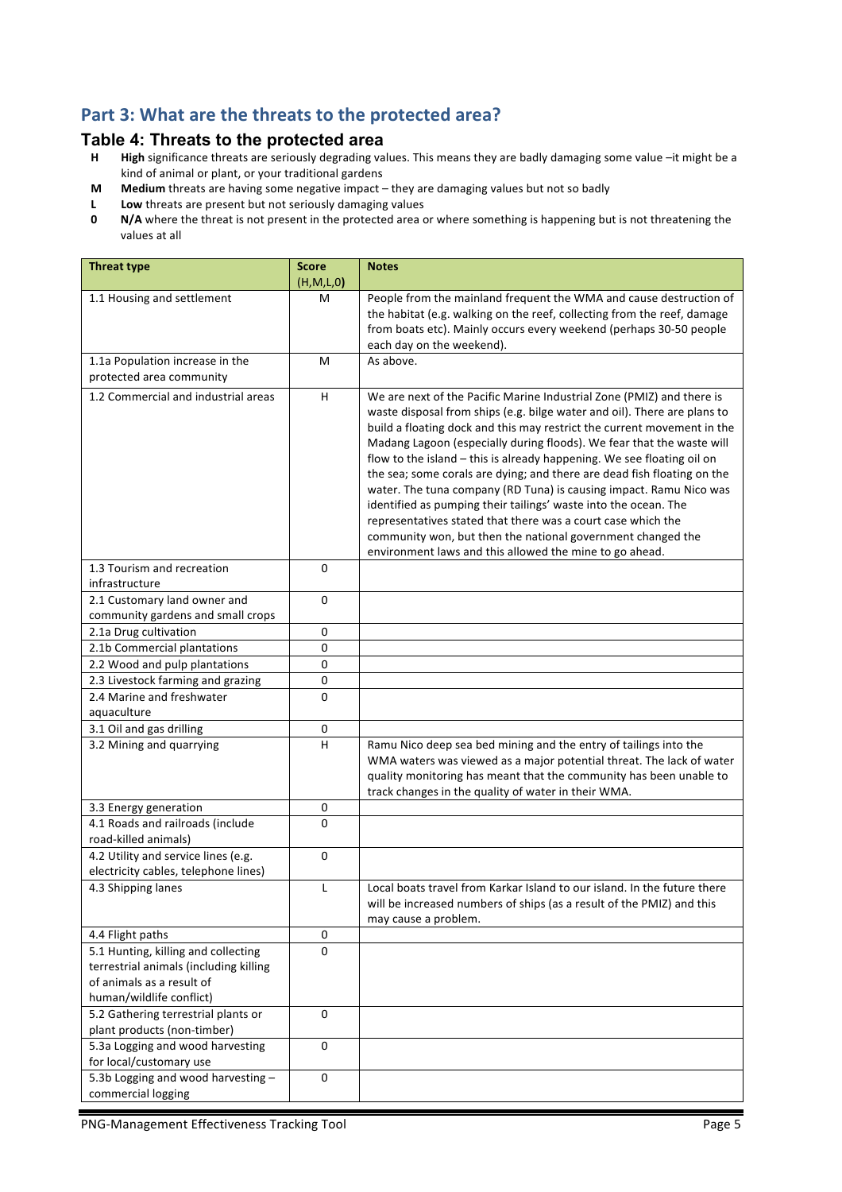## Part 3: What are the threats to the protected area?

### Table 4: Threats to the protected area

- **H** **High** significance threats are seriously degrading values. This means they are badly damaging some value –it might be a kind of animal or plant, or your traditional gardens
- **M** **Medium** threats are having some negative impact – they are damaging values but not so badly
- **L** **Low** threats are present but not seriously damaging values
- **0** **N/A** where the threat is not present in the protected area or where something is happening but is not threatening the values at all

| Threat type | Score (H,M,L,0) | Notes |
|---|---|---|
| 1.1 Housing and settlement | M | People from the mainland frequent the WMA and cause destruction of the habitat (e.g. walking on the reef, collecting from the reef, damage from boats etc). Mainly occurs every weekend (perhaps 30-50 people each day on the weekend). |
| 1.1a Population increase in the protected area community | M | As above. |
| 1.2 Commercial and industrial areas | H | We are next of the Pacific Marine Industrial Zone (PMIZ) and there is waste disposal from ships (e.g. bilge water and oil). There are plans to build a floating dock and this may restrict the current movement in the Madang Lagoon (especially during floods). We fear that the waste will flow to the island – this is already happening. We see floating oil on the sea; some corals are dying; and there are dead fish floating on the water. The tuna company (RD Tuna) is causing impact. Ramu Nico was identified as pumping their tailings' waste into the ocean. The representatives stated that there was a court case which the community won, but then the national government changed the environment laws and this allowed the mine to go ahead. |
| 1.3 Tourism and recreation infrastructure | 0 | |
| 2.1 Customary land owner and community gardens and small crops | 0 | |
| 2.1a Drug cultivation | 0 | |
| 2.1b Commercial plantations | 0 | |
| 2.2 Wood and pulp plantations | 0 | |
| 2.3 Livestock farming and grazing | 0 | |
| 2.4 Marine and freshwater aquaculture | 0 | |
| 3.1 Oil and gas drilling | 0 | |
| 3.2 Mining and quarrying | H | Ramu Nico deep sea bed mining and the entry of tailings into the WMA waters was viewed as a major potential threat. The lack of water quality monitoring has meant that the community has been unable to track changes in the quality of water in their WMA. |
| 3.3 Energy generation | 0 | |
| 4.1 Roads and railroads (include road-killed animals) | 0 | |
| 4.2 Utility and service lines (e.g. electricity cables, telephone lines) | 0 | |
| 4.3 Shipping lanes | L | Local boats travel from Karkar Island to our island. In the future there will be increased numbers of ships (as a result of the PMIZ) and this may cause a problem. |
| 4.4 Flight paths | 0 | |
| 5.1 Hunting, killing and collecting terrestrial animals (including killing of animals as a result of human/wildlife conflict) | 0 | |
| 5.2 Gathering terrestrial plants or plant products (non-timber) | 0 | |
| 5.3a Logging and wood harvesting for local/customary use | 0 | |
| 5.3b Logging and wood harvesting – commercial logging | 0 | |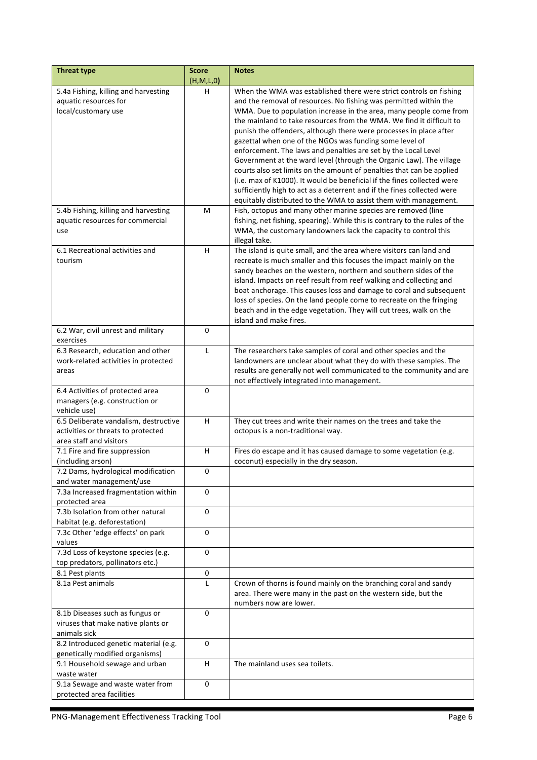| Threat type | Score (H,M,L,0) | Notes |
|---|---|---|
| 5.4a Fishing, killing and harvesting aquatic resources for local/customary use | H | When the WMA was established there were strict controls on fishing and the removal of resources. No fishing was permitted within the WMA. Due to population increase in the area, many people come from the mainland to take resources from the WMA. We find it difficult to punish the offenders, although there were processes in place after gazettal when one of the NGOs was funding some level of enforcement. The laws and penalties are set by the Local Level Government at the ward level (through the Organic Law). The village courts also set limits on the amount of penalties that can be applied (i.e. max of K1000). It would be beneficial if the fines collected were sufficiently high to act as a deterrent and if the fines collected were equitably distributed to the WMA to assist them with management. |
| 5.4b Fishing, killing and harvesting aquatic resources for commercial use | M | Fish, octopus and many other marine species are removed (line fishing, net fishing, spearing). While this is contrary to the rules of the WMA, the customary landowners lack the capacity to control this illegal take. |
| 6.1 Recreational activities and tourism | H | The island is quite small, and the area where visitors can land and recreate is much smaller and this focuses the impact mainly on the sandy beaches on the western, northern and southern sides of the island. Impacts on reef result from reef walking and collecting and boat anchorage. This causes loss and damage to coral and subsequent loss of species. On the land people come to recreate on the fringing beach and in the edge vegetation. They will cut trees, walk on the island and make fires. |
| 6.2 War, civil unrest and military exercises | 0 | |
| 6.3 Research, education and other work-related activities in protected areas | L | The researchers take samples of coral and other species and the landowners are unclear about what they do with these samples. The results are generally not well communicated to the community and are not effectively integrated into management. |
| 6.4 Activities of protected area managers (e.g. construction or vehicle use) | 0 | |
| 6.5 Deliberate vandalism, destructive activities or threats to protected area staff and visitors | H | They cut trees and write their names on the trees and take the octopus is a non-traditional way. |
| 7.1 Fire and fire suppression (including arson) | H | Fires do escape and it has caused damage to some vegetation (e.g. coconut) especially in the dry season. |
| 7.2 Dams, hydrological modification and water management/use | 0 | |
| 7.3a Increased fragmentation within protected area | 0 | |
| 7.3b Isolation from other natural habitat (e.g. deforestation) | 0 | |
| 7.3c Other 'edge effects' on park values | 0 | |
| 7.3d Loss of keystone species (e.g. top predators, pollinators etc.) | 0 | |
| 8.1 Pest plants | 0 | |
| 8.1a Pest animals | L | Crown of thorns is found mainly on the branching coral and sandy area. There were many in the past on the western side, but the numbers now are lower. |
| 8.1b Diseases such as fungus or viruses that make native plants or animals sick | 0 | |
| 8.2 Introduced genetic material (e.g. genetically modified organisms) | 0 | |
| 9.1 Household sewage and urban waste water | H | The mainland uses sea toilets. |
| 9.1a Sewage and waste water from protected area facilities | 0 | |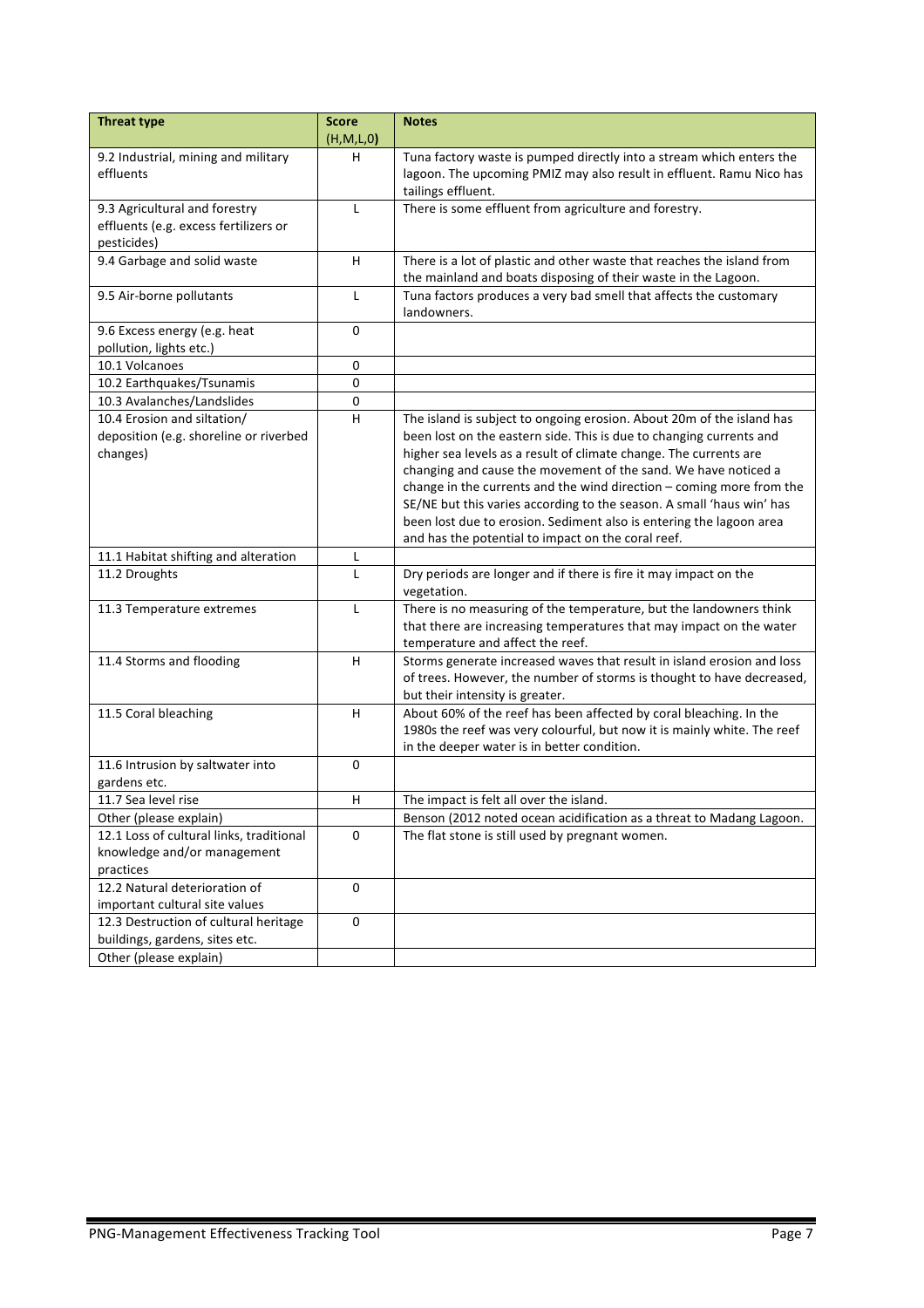| Threat type | Score (H,M,L,0) | Notes |
|---|---|---|
| 9.2 Industrial, mining and military effluents | H | Tuna factory waste is pumped directly into a stream which enters the lagoon. The upcoming PMIZ may also result in effluent. Ramu Nico has tailings effluent. |
| 9.3 Agricultural and forestry effluents (e.g. excess fertilizers or pesticides) | L | There is some effluent from agriculture and forestry. |
| 9.4 Garbage and solid waste | H | There is a lot of plastic and other waste that reaches the island from the mainland and boats disposing of their waste in the Lagoon. |
| 9.5 Air-borne pollutants | L | Tuna factors produces a very bad smell that affects the customary landowners. |
| 9.6 Excess energy (e.g. heat pollution, lights etc.) | 0 | |
| 10.1 Volcanoes | 0 | |
| 10.2 Earthquakes/Tsunamis | 0 | |
| 10.3 Avalanches/Landslides | 0 | |
| 10.4 Erosion and siltation/ deposition (e.g. shoreline or riverbed changes) | H | The island is subject to ongoing erosion. About 20m of the island has been lost on the eastern side. This is due to changing currents and higher sea levels as a result of climate change. The currents are changing and cause the movement of the sand. We have noticed a change in the currents and the wind direction – coming more from the SE/NE but this varies according to the season. A small 'haus win' has been lost due to erosion. Sediment also is entering the lagoon area and has the potential to impact on the coral reef. |
| 11.1 Habitat shifting and alteration | L | |
| 11.2 Droughts | L | Dry periods are longer and if there is fire it may impact on the vegetation. |
| 11.3 Temperature extremes | L | There is no measuring of the temperature, but the landowners think that there are increasing temperatures that may impact on the water temperature and affect the reef. |
| 11.4 Storms and flooding | H | Storms generate increased waves that result in island erosion and loss of trees. However, the number of storms is thought to have decreased, but their intensity is greater. |
| 11.5 Coral bleaching | H | About 60% of the reef has been affected by coral bleaching. In the 1980s the reef was very colourful, but now it is mainly white. The reef in the deeper water is in better condition. |
| 11.6 Intrusion by saltwater into gardens etc. | 0 | |
| 11.7 Sea level rise | H | The impact is felt all over the island. |
| Other (please explain) | | Benson (2012 noted ocean acidification as a threat to Madang Lagoon. |
| 12.1 Loss of cultural links, traditional knowledge and/or management practices | 0 | The flat stone is still used by pregnant women. |
| 12.2 Natural deterioration of important cultural site values | 0 | |
| 12.3 Destruction of cultural heritage buildings, gardens, sites etc. | 0 | |
| Other (please explain) | | |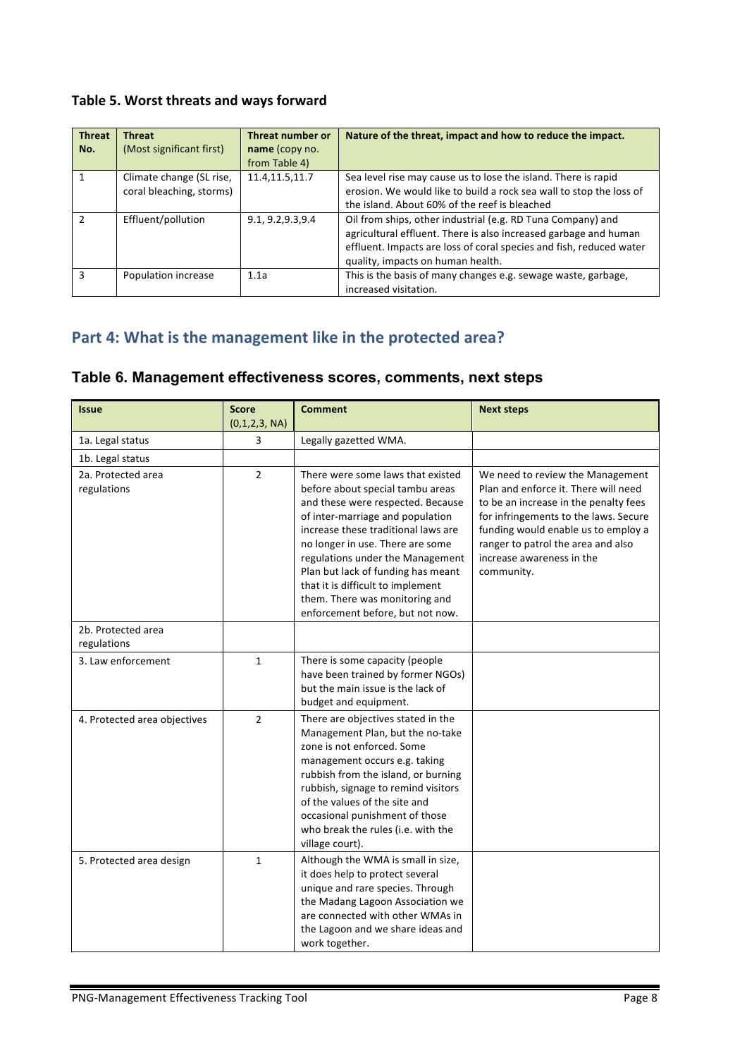### Table 5. Worst threats and ways forward

| Threat No. | Threat (Most significant first) | Threat number or name (copy no. from Table 4) | Nature of the threat, impact and how to reduce the impact. |
|---|---|---|---|
| 1 | Climate change (SL rise, coral bleaching, storms) | 11.4,11.5,11.7 | Sea level rise may cause us to lose the island. There is rapid erosion. We would like to build a rock sea wall to stop the loss of the island. About 60% of the reef is bleached |
| 2 | Effluent/pollution | 9.1, 9.2,9.3,9.4 | Oil from ships, other industrial (e.g. RD Tuna Company) and agricultural effluent. There is also increased garbage and human effluent. Impacts are loss of coral species and fish, reduced water quality, impacts on human health. |
| 3 | Population increase | 1.1a | This is the basis of many changes e.g. sewage waste, garbage, increased visitation. |

## Part 4: What is the management like in the protected area?

### Table 6. Management effectiveness scores, comments, next steps

| Issue | Score (0,1,2,3, NA) | Comment | Next steps |
|---|---|---|---|
| 1a. Legal status | 3 | Legally gazetted WMA. | |
| 1b. Legal status | | | |
| 2a. Protected area regulations | 2 | There were some laws that existed before about special tambu areas and these were respected. Because of inter-marriage and population increase these traditional laws are no longer in use. There are some regulations under the Management Plan but lack of funding has meant that it is difficult to implement them. There was monitoring and enforcement before, but not now. | We need to review the Management Plan and enforce it. There will need to be an increase in the penalty fees for infringements to the laws. Secure funding would enable us to employ a ranger to patrol the area and also increase awareness in the community. |
| 2b. Protected area regulations | | | |
| 3. Law enforcement | 1 | There is some capacity (people have been trained by former NGOs) but the main issue is the lack of budget and equipment. | |
| 4. Protected area objectives | 2 | There are objectives stated in the Management Plan, but the no-take zone is not enforced. Some management occurs e.g. taking rubbish from the island, or burning rubbish, signage to remind visitors of the values of the site and occasional punishment of those who break the rules (i.e. with the village court). | |
| 5. Protected area design | 1 | Although the WMA is small in size, it does help to protect several unique and rare species. Through the Madang Lagoon Association we are connected with other WMAs in the Lagoon and we share ideas and work together. | |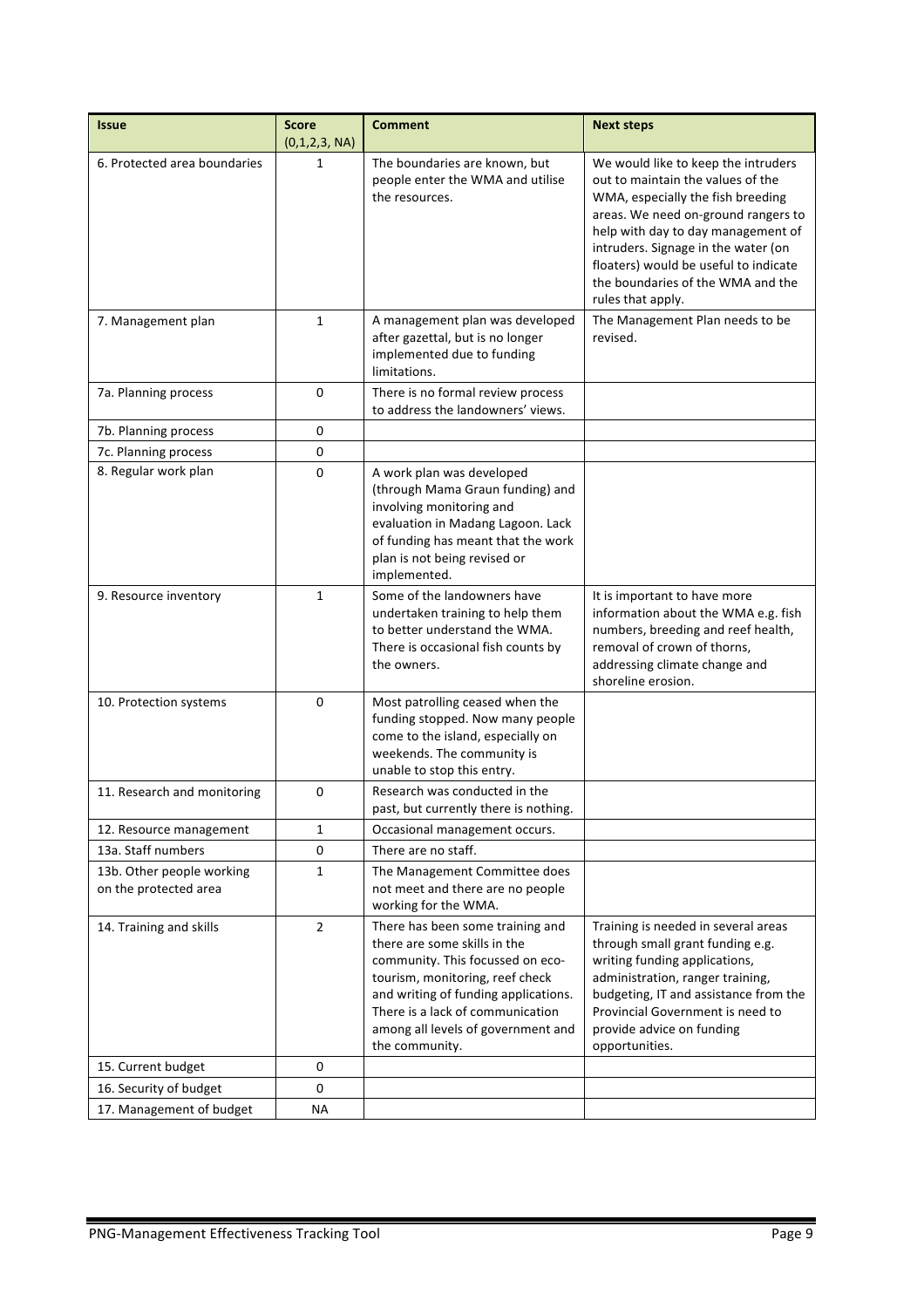| Issue | Score (0,1,2,3, NA) | Comment | Next steps |
|---|---|---|---|
| 6. Protected area boundaries | 1 | The boundaries are known, but people enter the WMA and utilise the resources. | We would like to keep the intruders out to maintain the values of the WMA, especially the fish breeding areas. We need on-ground rangers to help with day to day management of intruders. Signage in the water (on floaters) would be useful to indicate the boundaries of the WMA and the rules that apply. |
| 7. Management plan | 1 | A management plan was developed after gazettal, but is no longer implemented due to funding limitations. | The Management Plan needs to be revised. |
| 7a. Planning process | 0 | There is no formal review process to address the landowners' views. | |
| 7b. Planning process | 0 | | |
| 7c. Planning process | 0 | | |
| 8. Regular work plan | 0 | A work plan was developed (through Mama Graun funding) and involving monitoring and evaluation in Madang Lagoon. Lack of funding has meant that the work plan is not being revised or implemented. | |
| 9. Resource inventory | 1 | Some of the landowners have undertaken training to help them to better understand the WMA. There is occasional fish counts by the owners. | It is important to have more information about the WMA e.g. fish numbers, breeding and reef health, removal of crown of thorns, addressing climate change and shoreline erosion. |
| 10. Protection systems | 0 | Most patrolling ceased when the funding stopped. Now many people come to the island, especially on weekends. The community is unable to stop this entry. | |
| 11. Research and monitoring | 0 | Research was conducted in the past, but currently there is nothing. | |
| 12. Resource management | 1 | Occasional management occurs. | |
| 13a. Staff numbers | 0 | There are no staff. | |
| 13b. Other people working on the protected area | 1 | The Management Committee does not meet and there are no people working for the WMA. | |
| 14. Training and skills | 2 | There has been some training and there are some skills in the community. This focussed on eco-tourism, monitoring, reef check and writing of funding applications. There is a lack of communication among all levels of government and the community. | Training is needed in several areas through small grant funding e.g. writing funding applications, administration, ranger training, budgeting, IT and assistance from the Provincial Government is need to provide advice on funding opportunities. |
| 15. Current budget | 0 | | |
| 16. Security of budget | 0 | | |
| 17. Management of budget | NA | | |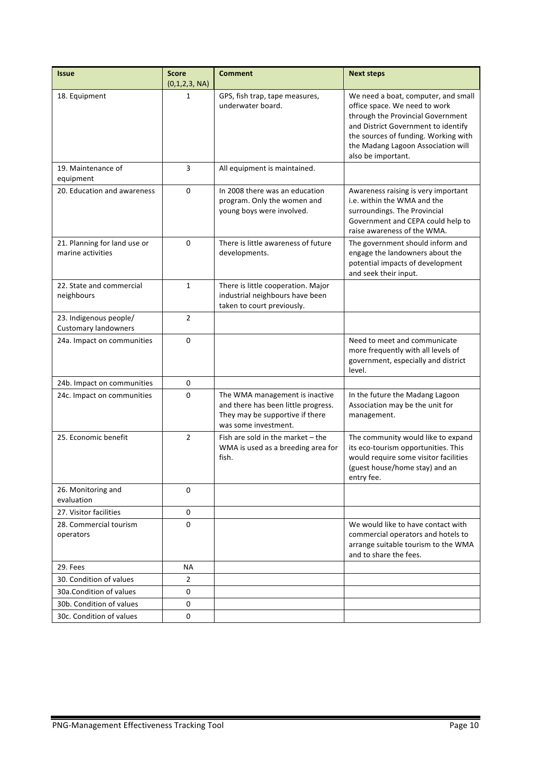| Issue | Score (0,1,2,3, NA) | Comment | Next steps |
|---|---|---|---|
| 18. Equipment | 1 | GPS, fish trap, tape measures, underwater board. | We need a boat, computer, and small office space. We need to work through the Provincial Government and District Government to identify the sources of funding. Working with the Madang Lagoon Association will also be important. |
| 19. Maintenance of equipment | 3 | All equipment is maintained. | |
| 20. Education and awareness | 0 | In 2008 there was an education program. Only the women and young boys were involved. | Awareness raising is very important i.e. within the WMA and the surroundings. The Provincial Government and CEPA could help to raise awareness of the WMA. |
| 21. Planning for land use or marine activities | 0 | There is little awareness of future developments. | The government should inform and engage the landowners about the potential impacts of development and seek their input. |
| 22. State and commercial neighbours | 1 | There is little cooperation. Major industrial neighbours have been taken to court previously. | |
| 23. Indigenous people/ Customary landowners | 2 | | |
| 24a. Impact on communities | 0 | | Need to meet and communicate more frequently with all levels of government, especially and district level. |
| 24b. Impact on communities | 0 | | |
| 24c. Impact on communities | 0 | The WMA management is inactive and there has been little progress. They may be supportive if there was some investment. | In the future the Madang Lagoon Association may be the unit for management. |
| 25. Economic benefit | 2 | Fish are sold in the market – the WMA is used as a breeding area for fish. | The community would like to expand its eco-tourism opportunities. This would require some visitor facilities (guest house/home stay) and an entry fee. |
| 26. Monitoring and evaluation | 0 | | |
| 27. Visitor facilities | 0 | | |
| 28. Commercial tourism operators | 0 | | We would like to have contact with commercial operators and hotels to arrange suitable tourism to the WMA and to share the fees. |
| 29. Fees | NA | | |
| 30. Condition of values | 2 | | |
| 30a.Condition of values | 0 | | |
| 30b. Condition of values | 0 | | |
| 30c. Condition of values | 0 | | |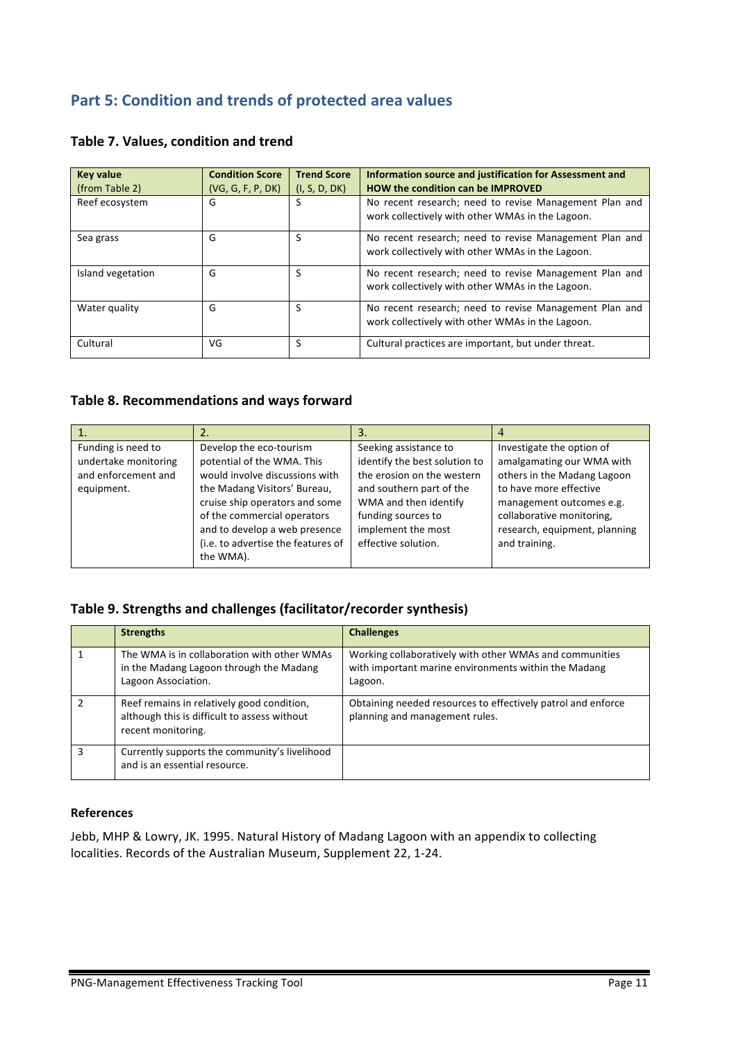## Part 5: Condition and trends of protected area values

### Table 7. Values, condition and trend

| Key value (from Table 2) | Condition Score (VG, G, F, P, DK) | Trend Score (I, S, D, DK) | Information source and justification for Assessment and HOW the condition can be IMPROVED |
|---|---|---|---|
| Reef ecosystem | G | S | No recent research; need to revise Management Plan and work collectively with other WMAs in the Lagoon. |
| Sea grass | G | S | No recent research; need to revise Management Plan and work collectively with other WMAs in the Lagoon. |
| Island vegetation | G | S | No recent research; need to revise Management Plan and work collectively with other WMAs in the Lagoon. |
| Water quality | G | S | No recent research; need to revise Management Plan and work collectively with other WMAs in the Lagoon. |
| Cultural | VG | S | Cultural practices are important, but under threat. |

### Table 8. Recommendations and ways forward

| 1. | 2. | 3. | 4 |
|---|---|---|---|
| Funding is need to undertake monitoring and enforcement and equipment. | Develop the eco-tourism potential of the WMA. This would involve discussions with the Madang Visitors' Bureau, cruise ship operators and some of the commercial operators and to develop a web presence (i.e. to advertise the features of the WMA). | Seeking assistance to identify the best solution to the erosion on the western and southern part of the WMA and then identify funding sources to implement the most effective solution. | Investigate the option of amalgamating our WMA with others in the Madang Lagoon to have more effective management outcomes e.g. collaborative monitoring, research, equipment, planning and training. |

### Table 9. Strengths and challenges (facilitator/recorder synthesis)

| | Strengths | Challenges |
|---|---|---|
| 1 | The WMA is in collaboration with other WMAs in the Madang Lagoon through the Madang Lagoon Association. | Working collaboratively with other WMAs and communities with important marine environments within the Madang Lagoon. |
| 2 | Reef remains in relatively good condition, although this is difficult to assess without recent monitoring. | Obtaining needed resources to effectively patrol and enforce planning and management rules. |
| 3 | Currently supports the community's livelihood and is an essential resource. | |

#### References

Jebb, MHP & Lowry, JK. 1995. Natural History of Madang Lagoon with an appendix to collecting localities. Records of the Australian Museum, Supplement 22, 1-24.